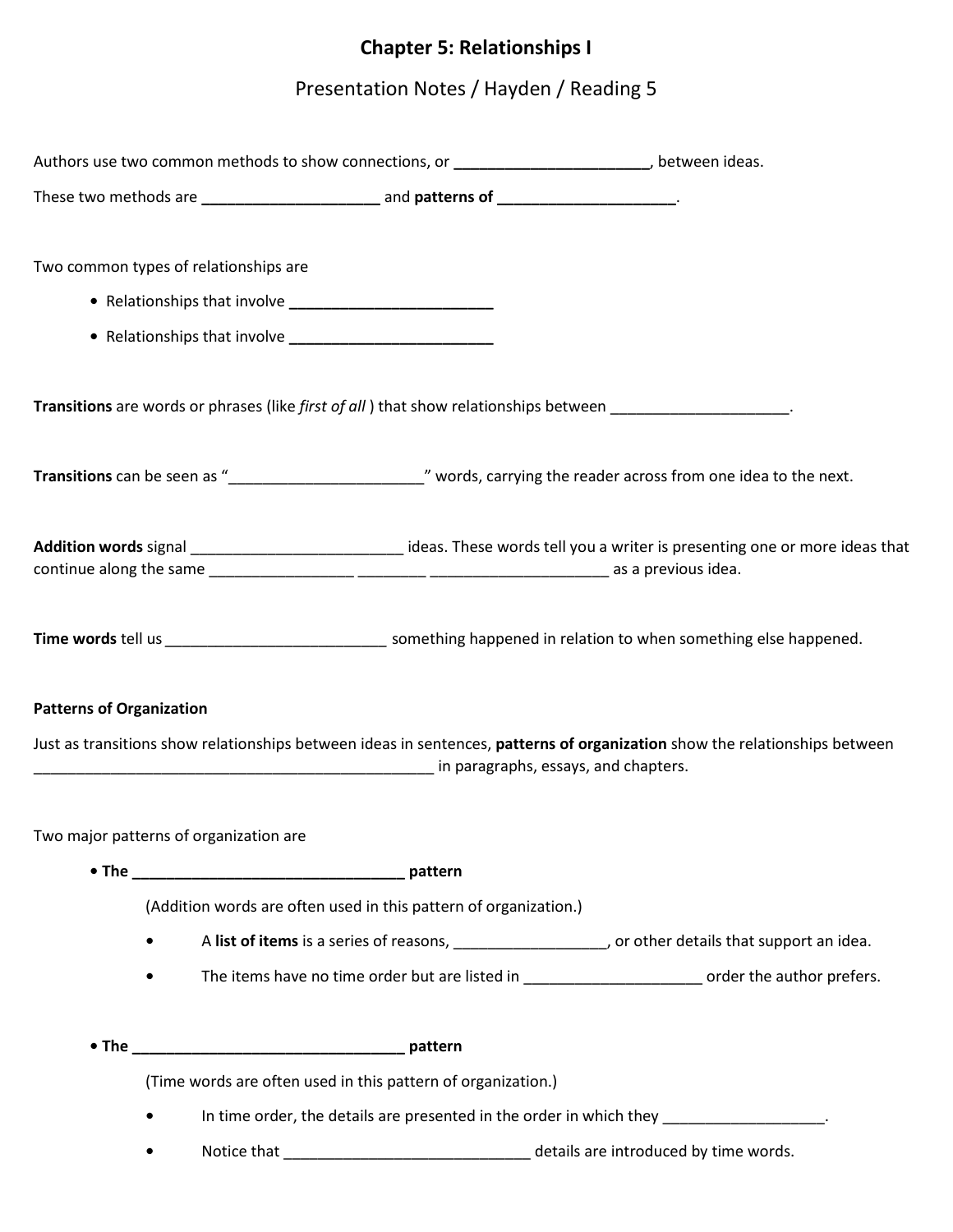# Chapter 5: Relationships I

## Presentation Notes / Hayden / Reading 5

Authors use two common methods to show connections, or _______________________, between ideas.

These two methods are _____________________ and **patterns of** _____________________.

Two common types of relationships are

- Relationships that involve ________________________
- Relationships that involve ________________________

**Transitions** are words or phrases (like *first of all* ) that show relationships between _____________________.

**Transitions** can be seen as "_______________________" words, carrying the reader across from one idea to the next.

**Addition words** signal _________________________ ideas. These words tell you a writer is presenting one or more ideas that continue along the same _________________ ________ _____________________ as a previous idea.

**Time words** tell us __________________________ something happened in relation to when something else happened.

**Patterns of Organization**

Just as transitions show relationships between ideas in sentences, **patterns of organization** show the relationships between _________________________________________________ in paragraphs, essays, and chapters.

Two major patterns of organization are

- **The _________________________________ pattern**

  (Addition words are often used in this pattern of organization.)

  - A **list of items** is a series of reasons, __________________, or other details that support an idea.
  - The items have no time order but are listed in _____________________ order the author prefers.

- **The _________________________________ pattern**

  (Time words are often used in this pattern of organization.)

  - In time order, the details are presented in the order in which they ___________________.
  - Notice that _____________________________ details are introduced by time words.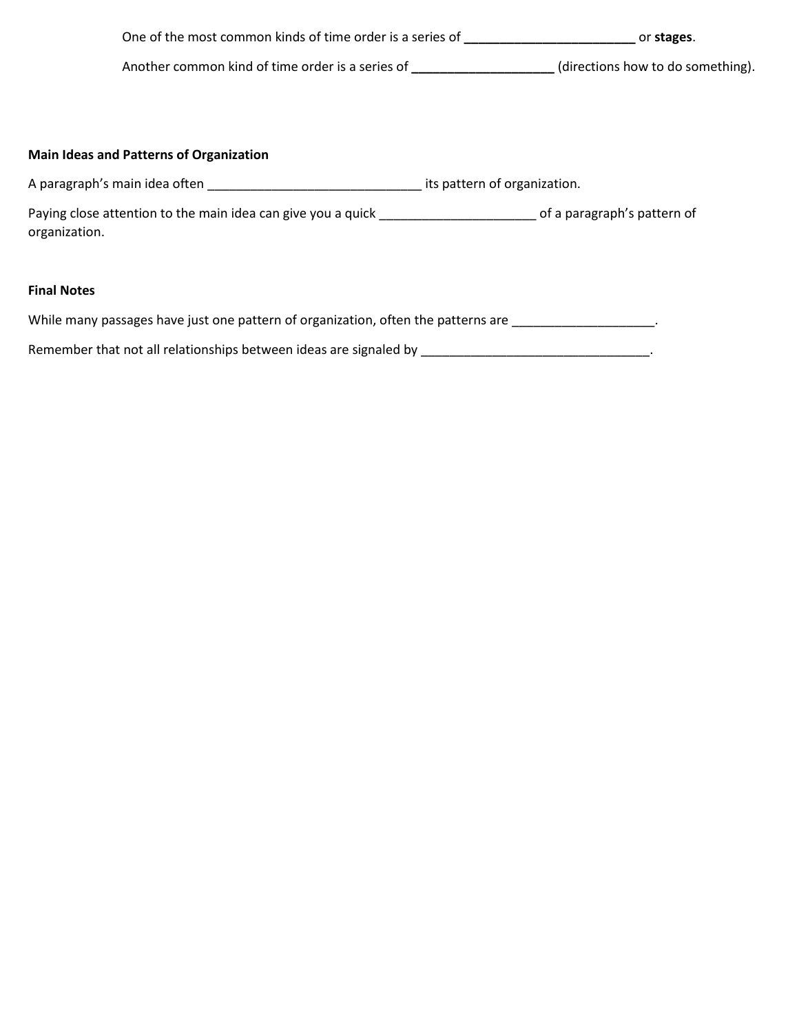One of the most common kinds of time order is a series of **________________________** or **stages**.

Another common kind of time order is a series of **___________________** (directions how to do something).

**Main Ideas and Patterns of Organization**

A paragraph's main idea often _____________________________ its pattern of organization.

Paying close attention to the main idea can give you a quick _____________________ of a paragraph's pattern of organization.

**Final Notes**

While many passages have just one pattern of organization, often the patterns are ___________________.

Remember that not all relationships between ideas are signaled by _______________________________.